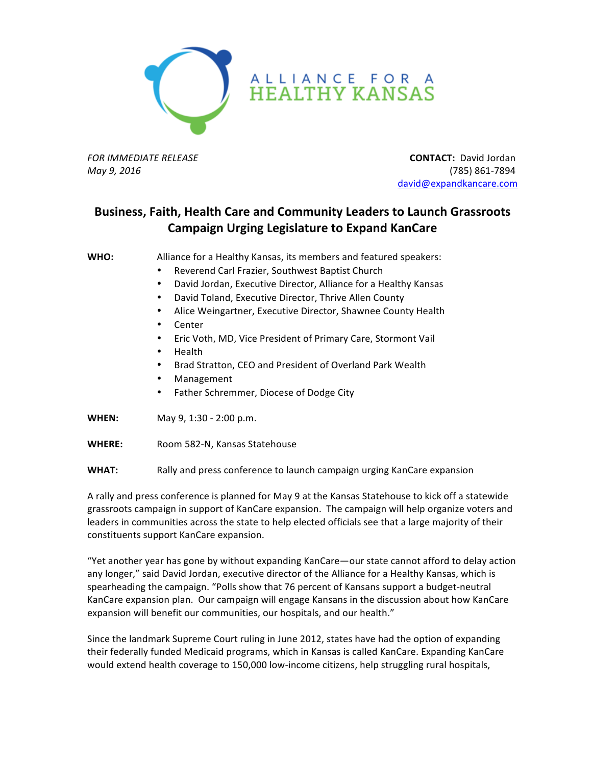ALLIANCE FOR A
HEALTHY KANSAS

*FOR IMMEDIATE RELEASE*
*May 9, 2016*

**CONTACT:** David Jordan
(785) 861-7894
david@expandkancare.com

## Business, Faith, Health Care and Community Leaders to Launch Grassroots Campaign Urging Legislature to Expand KanCare

**WHO:** Alliance for a Healthy Kansas, its members and featured speakers:

- Reverend Carl Frazier, Southwest Baptist Church
- David Jordan, Executive Director, Alliance for a Healthy Kansas
- David Toland, Executive Director, Thrive Allen County
- Alice Weingartner, Executive Director, Shawnee County Health Center
- Eric Voth, MD, Vice President of Primary Care, Stormont Vail Health
- Brad Stratton, CEO and President of Overland Park Wealth Management
- Father Schremmer, Diocese of Dodge City

**WHEN:** May 9, 1:30 - 2:00 p.m.

**WHERE:** Room 582-N, Kansas Statehouse

**WHAT:** Rally and press conference to launch campaign urging KanCare expansion

A rally and press conference is planned for May 9 at the Kansas Statehouse to kick off a statewide grassroots campaign in support of KanCare expansion. The campaign will help organize voters and leaders in communities across the state to help elected officials see that a large majority of their constituents support KanCare expansion.

"Yet another year has gone by without expanding KanCare—our state cannot afford to delay action any longer," said David Jordan, executive director of the Alliance for a Healthy Kansas, which is spearheading the campaign. "Polls show that 76 percent of Kansans support a budget-neutral KanCare expansion plan. Our campaign will engage Kansans in the discussion about how KanCare expansion will benefit our communities, our hospitals, and our health."

Since the landmark Supreme Court ruling in June 2012, states have had the option of expanding their federally funded Medicaid programs, which in Kansas is called KanCare. Expanding KanCare would extend health coverage to 150,000 low-income citizens, help struggling rural hospitals,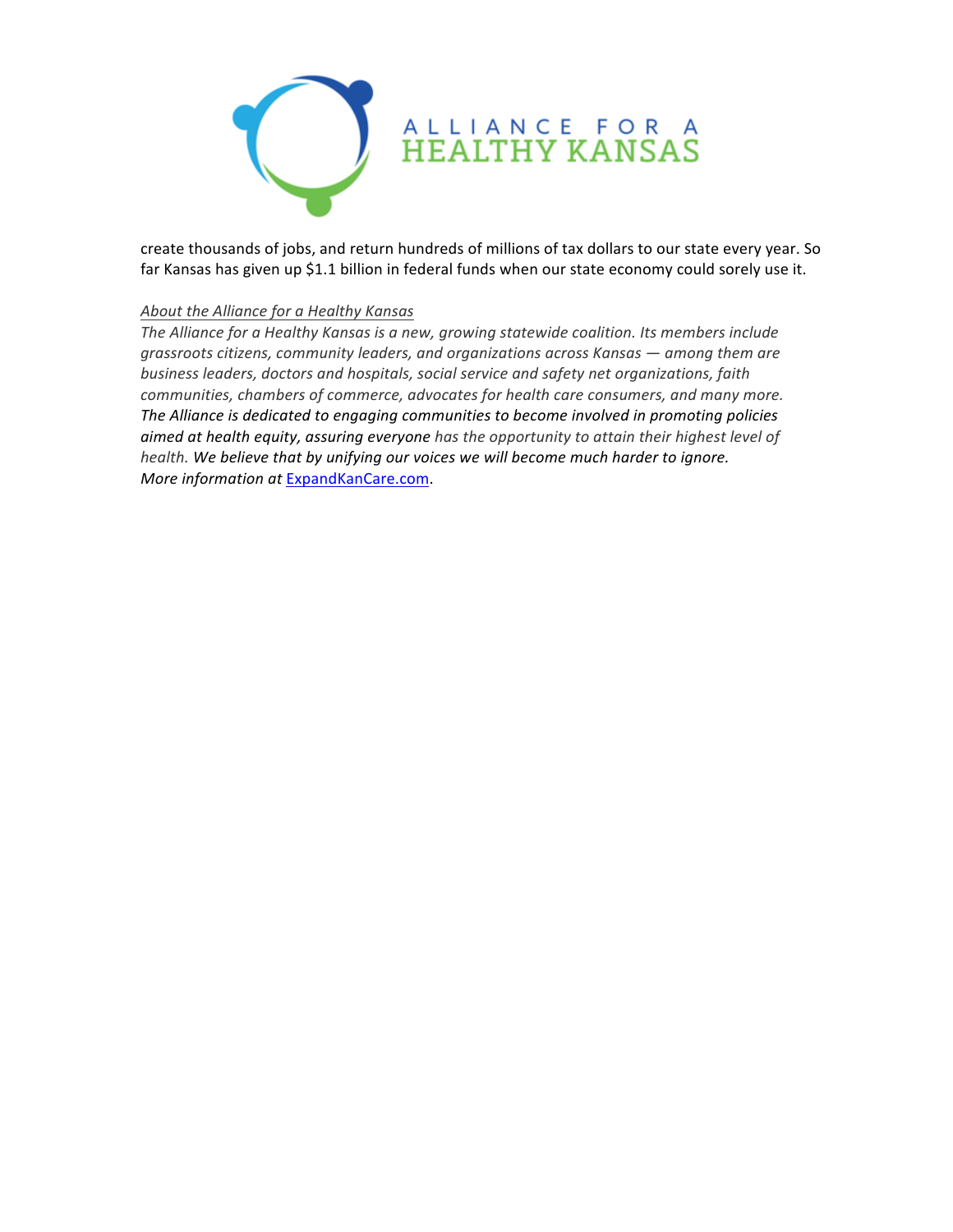create thousands of jobs, and return hundreds of millions of tax dollars to our state every year. So far Kansas has given up $1.1 billion in federal funds when our state economy could sorely use it.

*About the Alliance for a Healthy Kansas*

*The Alliance for a Healthy Kansas is a new, growing statewide coalition. Its members include grassroots citizens, community leaders, and organizations across Kansas — among them are business leaders, doctors and hospitals, social service and safety net organizations, faith communities, chambers of commerce, advocates for health care consumers, and many more. The Alliance is dedicated to engaging communities to become involved in promoting policies aimed at health equity, assuring everyone has the opportunity to attain their highest level of health. We believe that by unifying our voices we will become much harder to ignore. More information at [ExpandKanCare.com](http://ExpandKanCare.com).*